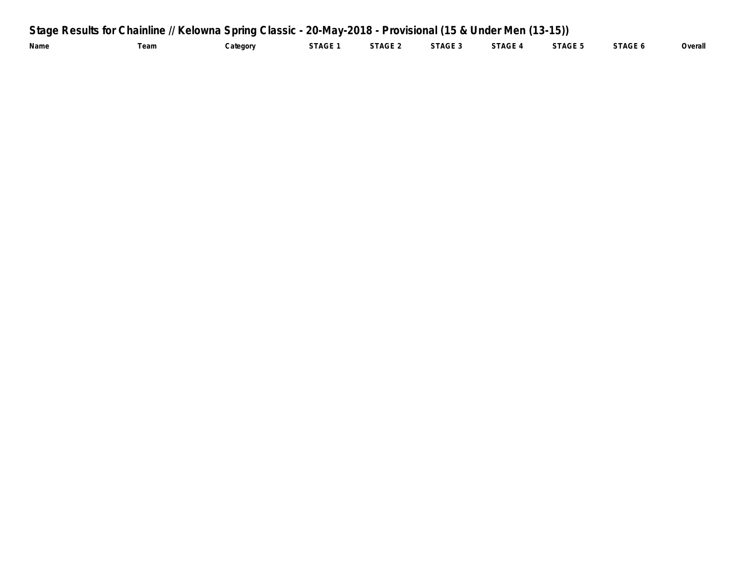## Stage Results for Chainline // Kelowna Spring Classic - 20-May-2018 - Provisional (15 & Under Men (13-15))

| Name | Team | Category | STAGE 1 | STAGE 2 | STAGE 3 | STAGE 4 | STAGE 5 | STAGE 6 | Overall |
|---|---|---|---|---|---|---|---|---|---|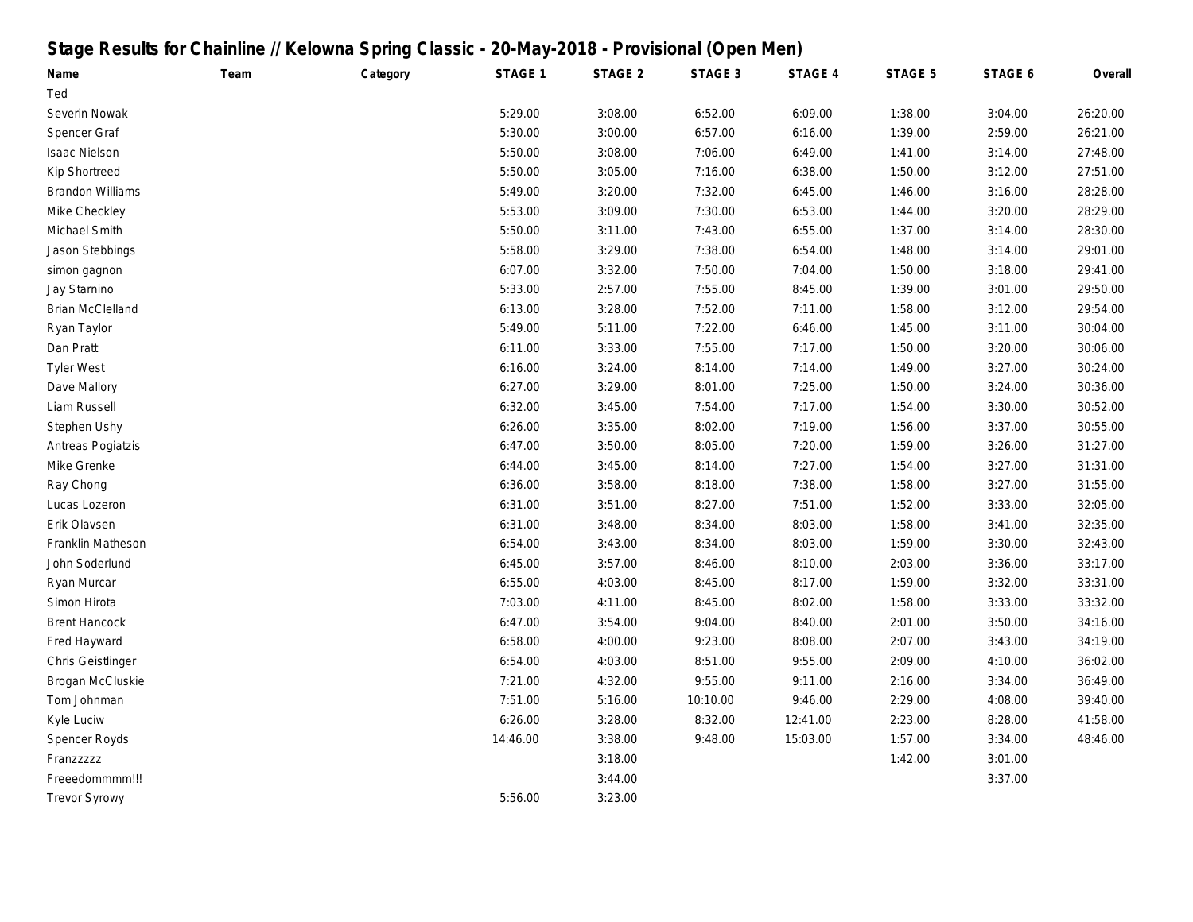## Stage Results for Chainline // Kelowna Spring Classic - 20-May-2018 - Provisional (Open Men)

| Name | Team | Category | STAGE 1 | STAGE 2 | STAGE 3 | STAGE 4 | STAGE 5 | STAGE 6 | Overall |
|---|---|---|---|---|---|---|---|---|---|
| Ted | | | | | | | | | |
| Severin Nowak | | | 5:29.00 | 3:08.00 | 6:52.00 | 6:09.00 | 1:38.00 | 3:04.00 | 26:20.00 |
| Spencer Graf | | | 5:30.00 | 3:00.00 | 6:57.00 | 6:16.00 | 1:39.00 | 2:59.00 | 26:21.00 |
| Isaac Nielson | | | 5:50.00 | 3:08.00 | 7:06.00 | 6:49.00 | 1:41.00 | 3:14.00 | 27:48.00 |
| Kip Shortreed | | | 5:50.00 | 3:05.00 | 7:16.00 | 6:38.00 | 1:50.00 | 3:12.00 | 27:51.00 |
| Brandon Williams | | | 5:49.00 | 3:20.00 | 7:32.00 | 6:45.00 | 1:46.00 | 3:16.00 | 28:28.00 |
| Mike Checkley | | | 5:53.00 | 3:09.00 | 7:30.00 | 6:53.00 | 1:44.00 | 3:20.00 | 28:29.00 |
| Michael Smith | | | 5:50.00 | 3:11.00 | 7:43.00 | 6:55.00 | 1:37.00 | 3:14.00 | 28:30.00 |
| Jason Stebbings | | | 5:58.00 | 3:29.00 | 7:38.00 | 6:54.00 | 1:48.00 | 3:14.00 | 29:01.00 |
| simon gagnon | | | 6:07.00 | 3:32.00 | 7:50.00 | 7:04.00 | 1:50.00 | 3:18.00 | 29:41.00 |
| Jay Starnino | | | 5:33.00 | 2:57.00 | 7:55.00 | 8:45.00 | 1:39.00 | 3:01.00 | 29:50.00 |
| Brian McClelland | | | 6:13.00 | 3:28.00 | 7:52.00 | 7:11.00 | 1:58.00 | 3:12.00 | 29:54.00 |
| Ryan Taylor | | | 5:49.00 | 5:11.00 | 7:22.00 | 6:46.00 | 1:45.00 | 3:11.00 | 30:04.00 |
| Dan Pratt | | | 6:11.00 | 3:33.00 | 7:55.00 | 7:17.00 | 1:50.00 | 3:20.00 | 30:06.00 |
| Tyler West | | | 6:16.00 | 3:24.00 | 8:14.00 | 7:14.00 | 1:49.00 | 3:27.00 | 30:24.00 |
| Dave Mallory | | | 6:27.00 | 3:29.00 | 8:01.00 | 7:25.00 | 1:50.00 | 3:24.00 | 30:36.00 |
| Liam Russell | | | 6:32.00 | 3:45.00 | 7:54.00 | 7:17.00 | 1:54.00 | 3:30.00 | 30:52.00 |
| Stephen Ushy | | | 6:26.00 | 3:35.00 | 8:02.00 | 7:19.00 | 1:56.00 | 3:37.00 | 30:55.00 |
| Antreas Pogiatzis | | | 6:47.00 | 3:50.00 | 8:05.00 | 7:20.00 | 1:59.00 | 3:26.00 | 31:27.00 |
| Mike Grenke | | | 6:44.00 | 3:45.00 | 8:14.00 | 7:27.00 | 1:54.00 | 3:27.00 | 31:31.00 |
| Ray Chong | | | 6:36.00 | 3:58.00 | 8:18.00 | 7:38.00 | 1:58.00 | 3:27.00 | 31:55.00 |
| Lucas Lozeron | | | 6:31.00 | 3:51.00 | 8:27.00 | 7:51.00 | 1:52.00 | 3:33.00 | 32:05.00 |
| Erik Olavsen | | | 6:31.00 | 3:48.00 | 8:34.00 | 8:03.00 | 1:58.00 | 3:41.00 | 32:35.00 |
| Franklin Matheson | | | 6:54.00 | 3:43.00 | 8:34.00 | 8:03.00 | 1:59.00 | 3:30.00 | 32:43.00 |
| John Soderlund | | | 6:45.00 | 3:57.00 | 8:46.00 | 8:10.00 | 2:03.00 | 3:36.00 | 33:17.00 |
| Ryan Murcar | | | 6:55.00 | 4:03.00 | 8:45.00 | 8:17.00 | 1:59.00 | 3:32.00 | 33:31.00 |
| Simon Hirota | | | 7:03.00 | 4:11.00 | 8:45.00 | 8:02.00 | 1:58.00 | 3:33.00 | 33:32.00 |
| Brent Hancock | | | 6:47.00 | 3:54.00 | 9:04.00 | 8:40.00 | 2:01.00 | 3:50.00 | 34:16.00 |
| Fred Hayward | | | 6:58.00 | 4:00.00 | 9:23.00 | 8:08.00 | 2:07.00 | 3:43.00 | 34:19.00 |
| Chris Geistlinger | | | 6:54.00 | 4:03.00 | 8:51.00 | 9:55.00 | 2:09.00 | 4:10.00 | 36:02.00 |
| Brogan McCluskie | | | 7:21.00 | 4:32.00 | 9:55.00 | 9:11.00 | 2:16.00 | 3:34.00 | 36:49.00 |
| Tom Johnman | | | 7:51.00 | 5:16.00 | 10:10.00 | 9:46.00 | 2:29.00 | 4:08.00 | 39:40.00 |
| Kyle Luciw | | | 6:26.00 | 3:28.00 | 8:32.00 | 12:41.00 | 2:23.00 | 8:28.00 | 41:58.00 |
| Spencer Royds | | | 14:46.00 | 3:38.00 | 9:48.00 | 15:03.00 | 1:57.00 | 3:34.00 | 48:46.00 |
| Franzzzzz | | | | 3:18.00 | | | 1:42.00 | 3:01.00 | |
| Freeedommmm!!! | | | | 3:44.00 | | | | 3:37.00 | |
| Trevor Syrowy | | | 5:56.00 | 3:23.00 | | | | | |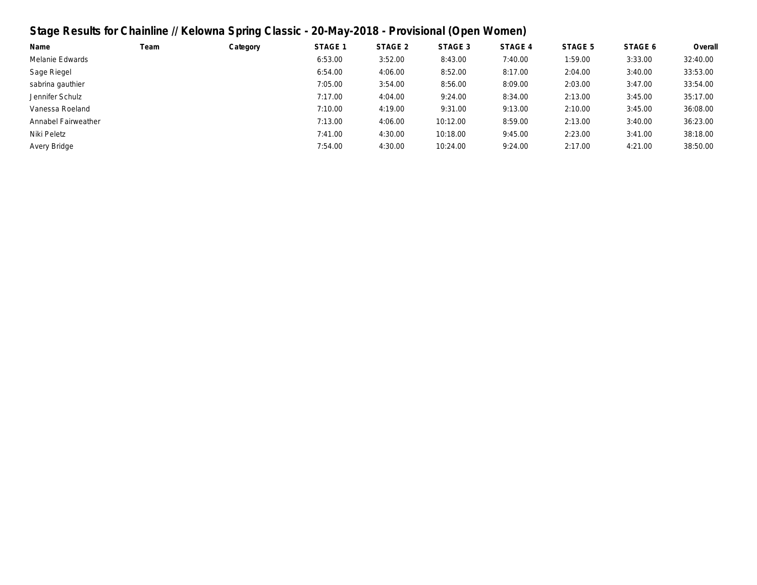## Stage Results for Chainline // Kelowna Spring Classic - 20-May-2018 - Provisional (Open Women)

| Name | Team | Category | STAGE 1 | STAGE 2 | STAGE 3 | STAGE 4 | STAGE 5 | STAGE 6 | Overall |
|---|---|---|---|---|---|---|---|---|---|
| Melanie Edwards | | | 6:53.00 | 3:52.00 | 8:43.00 | 7:40.00 | 1:59.00 | 3:33.00 | 32:40.00 |
| Sage Riegel | | | 6:54.00 | 4:06.00 | 8:52.00 | 8:17.00 | 2:04.00 | 3:40.00 | 33:53.00 |
| sabrina gauthier | | | 7:05.00 | 3:54.00 | 8:56.00 | 8:09.00 | 2:03.00 | 3:47.00 | 33:54.00 |
| Jennifer Schulz | | | 7:17.00 | 4:04.00 | 9:24.00 | 8:34.00 | 2:13.00 | 3:45.00 | 35:17.00 |
| Vanessa Roeland | | | 7:10.00 | 4:19.00 | 9:31.00 | 9:13.00 | 2:10.00 | 3:45.00 | 36:08.00 |
| Annabel Fairweather | | | 7:13.00 | 4:06.00 | 10:12.00 | 8:59.00 | 2:13.00 | 3:40.00 | 36:23.00 |
| Niki Peletz | | | 7:41.00 | 4:30.00 | 10:18.00 | 9:45.00 | 2:23.00 | 3:41.00 | 38:18.00 |
| Avery Bridge | | | 7:54.00 | 4:30.00 | 10:24.00 | 9:24.00 | 2:17.00 | 4:21.00 | 38:50.00 |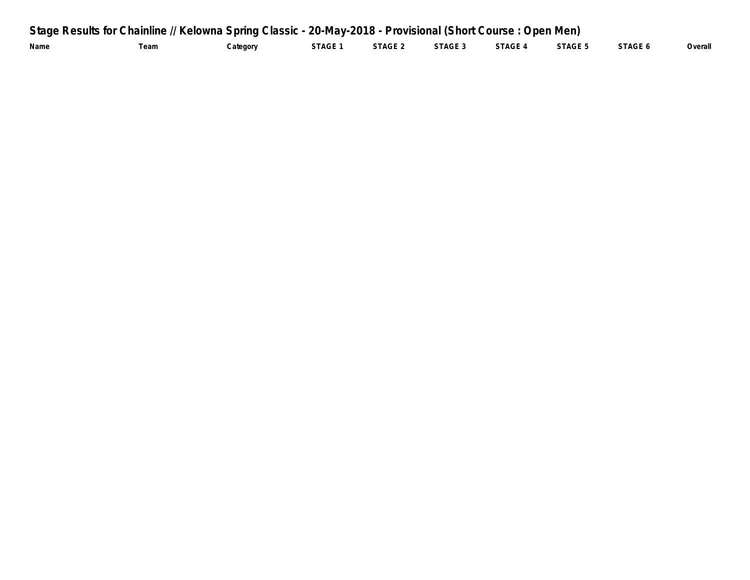## Stage Results for Chainline // Kelowna Spring Classic - 20-May-2018 - Provisional (Short Course : Open Men)

| Name | Team | Category | STAGE 1 | STAGE 2 | STAGE 3 | STAGE 4 | STAGE 5 | STAGE 6 | Overall |
|---|---|---|---|---|---|---|---|---|---|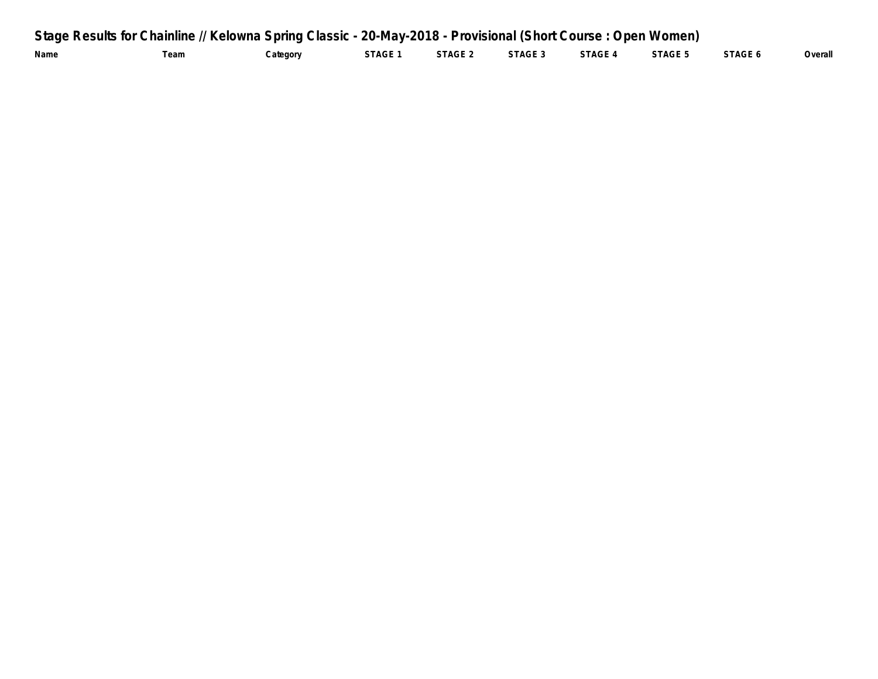# Stage Results for Chainline // Kelowna Spring Classic - 20-May-2018 - Provisional (Short Course : Open Women)

| Name | Team | Category | STAGE 1 | STAGE 2 | STAGE 3 | STAGE 4 | STAGE 5 | STAGE 6 | Overall |
|---|---|---|---|---|---|---|---|---|---|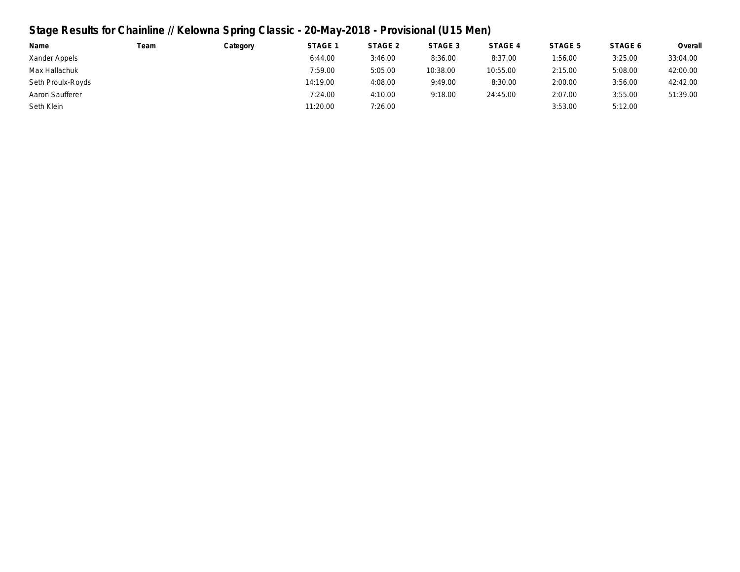## Stage Results for Chainline // Kelowna Spring Classic - 20-May-2018 - Provisional (U15 Men)

| Name | Team | Category | STAGE 1 | STAGE 2 | STAGE 3 | STAGE 4 | STAGE 5 | STAGE 6 | Overall |
|---|---|---|---|---|---|---|---|---|---|
| Xander Appels | | | 6:44.00 | 3:46.00 | 8:36.00 | 8:37.00 | 1:56.00 | 3:25.00 | 33:04.00 |
| Max Hallachuk | | | 7:59.00 | 5:05.00 | 10:38.00 | 10:55.00 | 2:15.00 | 5:08.00 | 42:00.00 |
| Seth Proulx-Royds | | | 14:19.00 | 4:08.00 | 9:49.00 | 8:30.00 | 2:00.00 | 3:56.00 | 42:42.00 |
| Aaron Saufferer | | | 7:24.00 | 4:10.00 | 9:18.00 | 24:45.00 | 2:07.00 | 3:55.00 | 51:39.00 |
| Seth Klein | | | 11:20.00 | 7:26.00 | | | 3:53.00 | 5:12.00 | |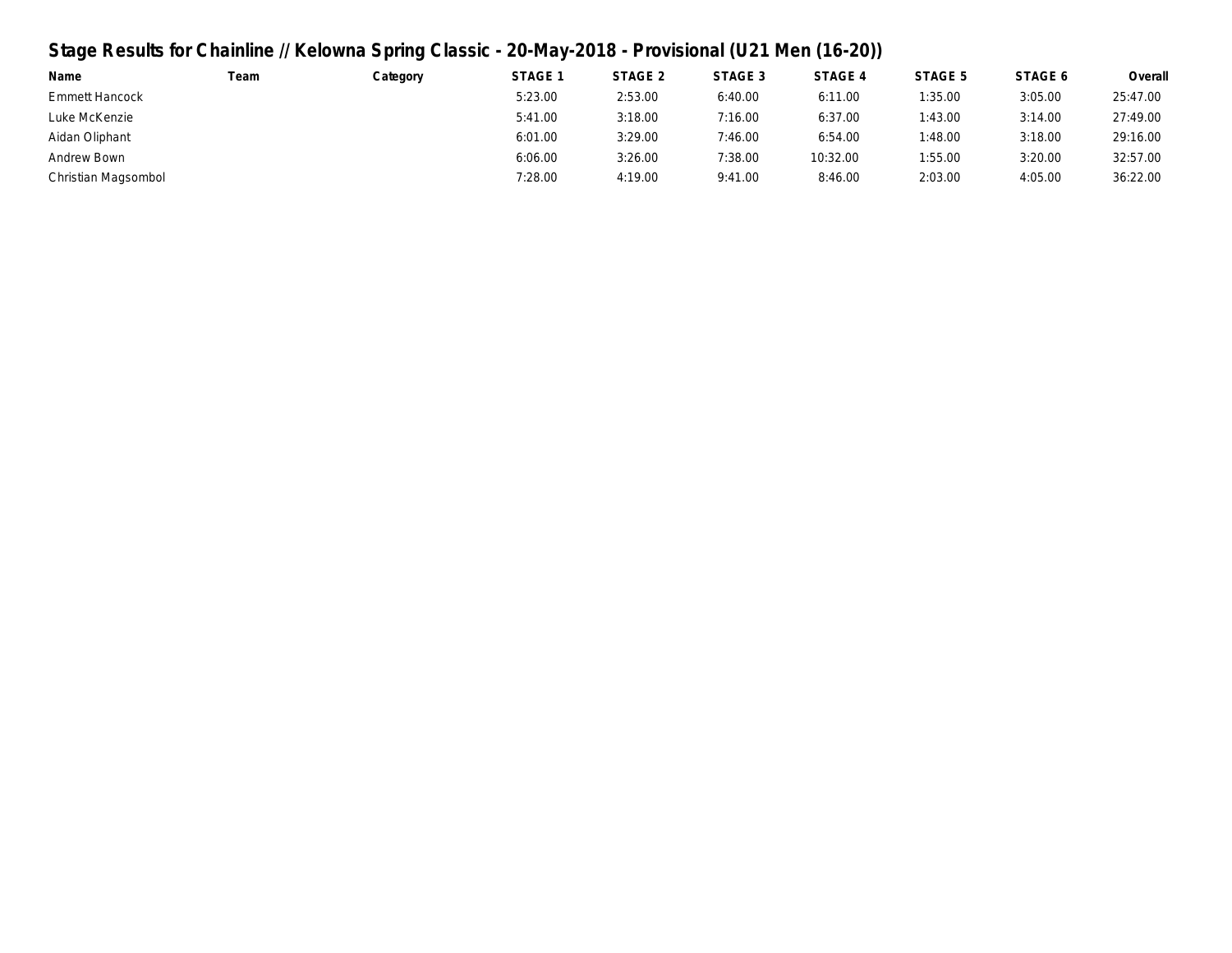# Stage Results for Chainline // Kelowna Spring Classic - 20-May-2018 - Provisional (U21 Men (16-20))

| Name | Team | Category | STAGE 1 | STAGE 2 | STAGE 3 | STAGE 4 | STAGE 5 | STAGE 6 | Overall |
|---|---|---|---|---|---|---|---|---|---|
| Emmett Hancock | | | 5:23.00 | 2:53.00 | 6:40.00 | 6:11.00 | 1:35.00 | 3:05.00 | 25:47.00 |
| Luke McKenzie | | | 5:41.00 | 3:18.00 | 7:16.00 | 6:37.00 | 1:43.00 | 3:14.00 | 27:49.00 |
| Aidan Oliphant | | | 6:01.00 | 3:29.00 | 7:46.00 | 6:54.00 | 1:48.00 | 3:18.00 | 29:16.00 |
| Andrew Bown | | | 6:06.00 | 3:26.00 | 7:38.00 | 10:32.00 | 1:55.00 | 3:20.00 | 32:57.00 |
| Christian Magsombol | | | 7:28.00 | 4:19.00 | 9:41.00 | 8:46.00 | 2:03.00 | 4:05.00 | 36:22.00 |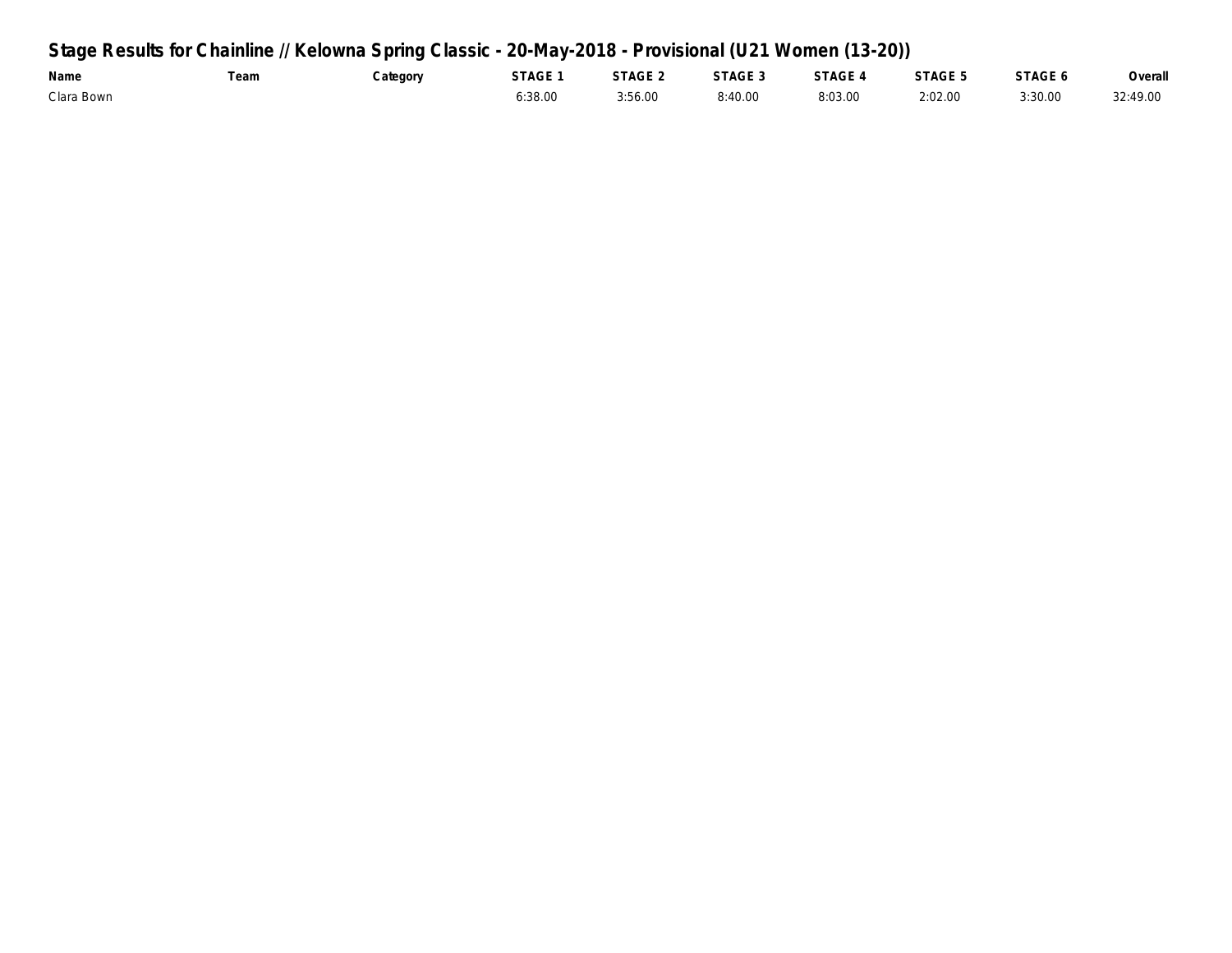# Stage Results for Chainline // Kelowna Spring Classic - 20-May-2018 - Provisional (U21 Women (13-20))

| Name | Team | Category | STAGE 1 | STAGE 2 | STAGE 3 | STAGE 4 | STAGE 5 | STAGE 6 | Overall |
|---|---|---|---|---|---|---|---|---|---|
| Clara Bown | | | 6:38.00 | 3:56.00 | 8:40.00 | 8:03.00 | 2:02.00 | 3:30.00 | 32:49.00 |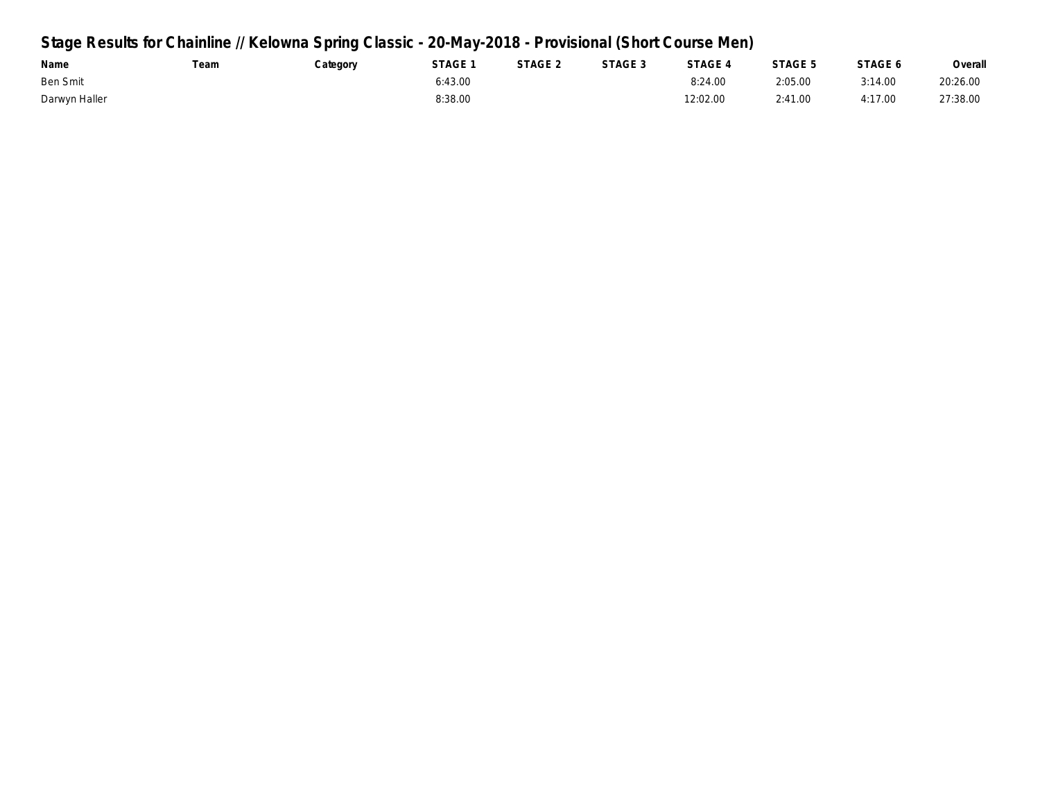# Stage Results for Chainline // Kelowna Spring Classic - 20-May-2018 - Provisional (Short Course Men)

| Name | Team | Category | STAGE 1 | STAGE 2 | STAGE 3 | STAGE 4 | STAGE 5 | STAGE 6 | Overall |
|---|---|---|---|---|---|---|---|---|---|
| Ben Smit | | | 6:43.00 | | | 8:24.00 | 2:05.00 | 3:14.00 | 20:26.00 |
| Darwyn Haller | | | 8:38.00 | | | 12:02.00 | 2:41.00 | 4:17.00 | 27:38.00 |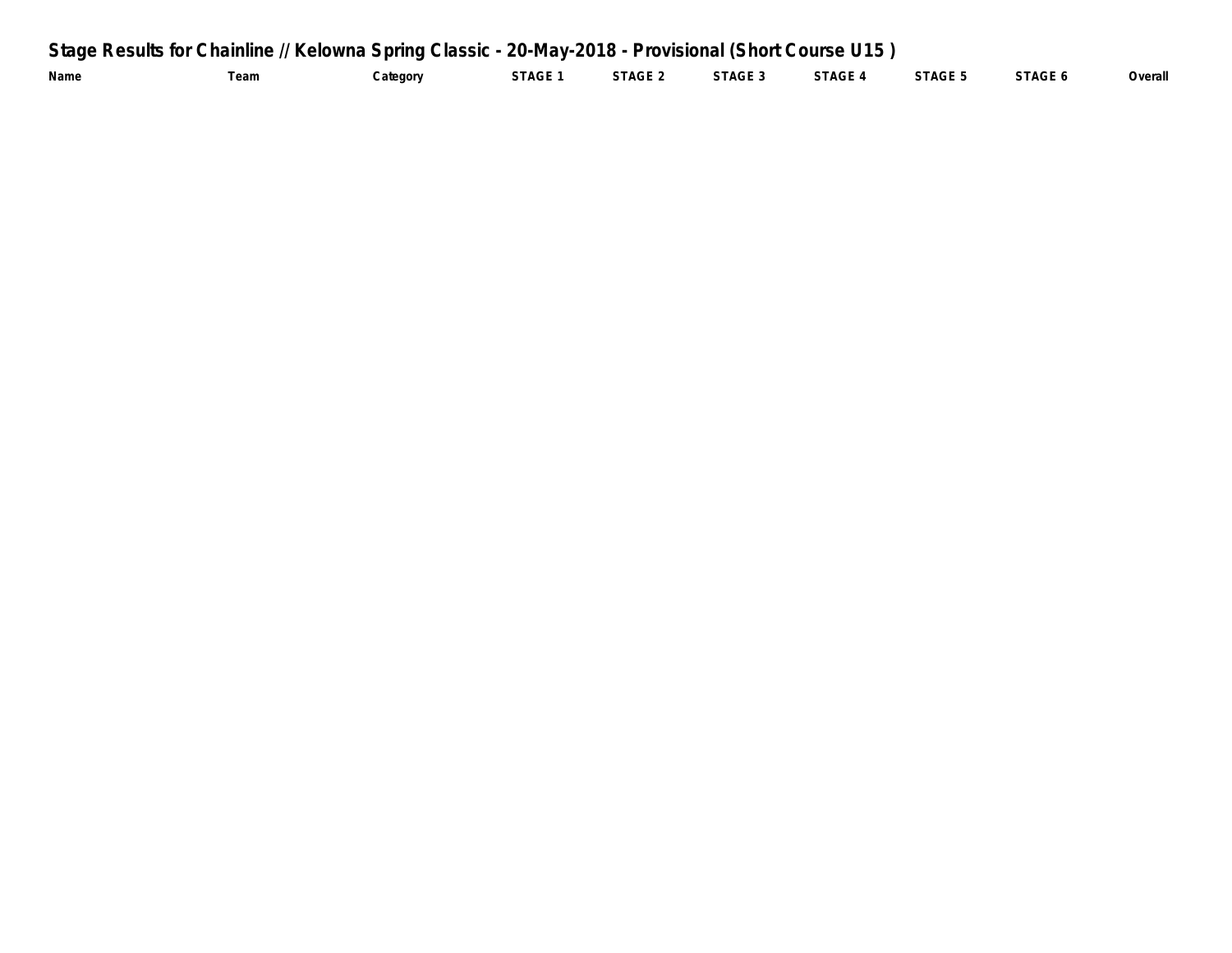## Stage Results for Chainline // Kelowna Spring Classic - 20-May-2018 - Provisional (Short Course U15 )

| Name | Team | Category | STAGE 1 | STAGE 2 | STAGE 3 | STAGE 4 | STAGE 5 | STAGE 6 | Overall |
|---|---|---|---|---|---|---|---|---|---|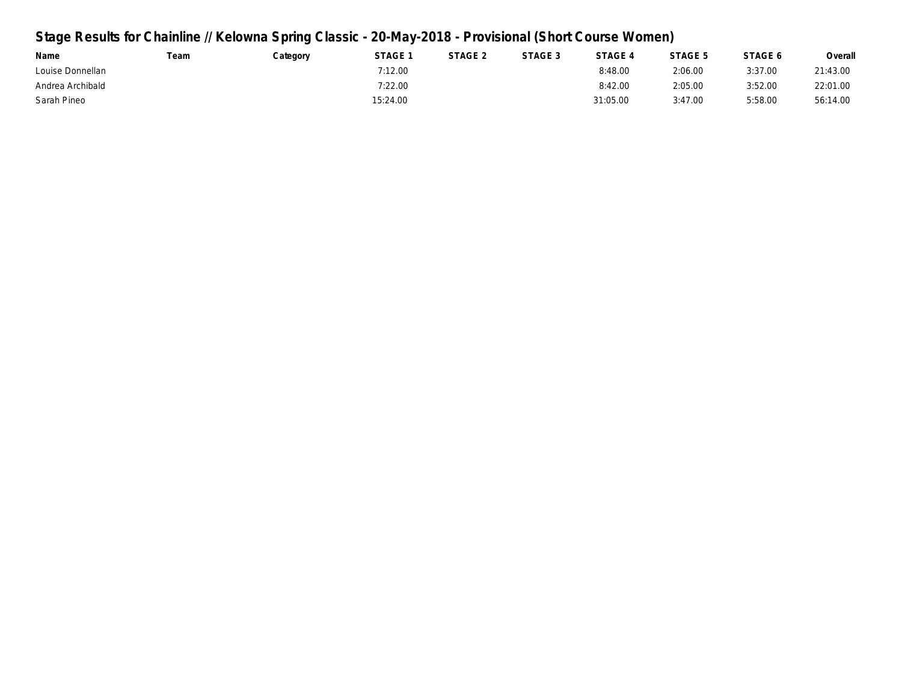## Stage Results for Chainline // Kelowna Spring Classic - 20-May-2018 - Provisional (Short Course Women)

| Name | Team | Category | STAGE 1 | STAGE 2 | STAGE 3 | STAGE 4 | STAGE 5 | STAGE 6 | Overall |
|---|---|---|---|---|---|---|---|---|---|
| Louise Donnellan | | | 7:12.00 | | | 8:48.00 | 2:06.00 | 3:37.00 | 21:43.00 |
| Andrea Archibald | | | 7:22.00 | | | 8:42.00 | 2:05.00 | 3:52.00 | 22:01.00 |
| Sarah Pineo | | | 15:24.00 | | | 31:05.00 | 3:47.00 | 5:58.00 | 56:14.00 |